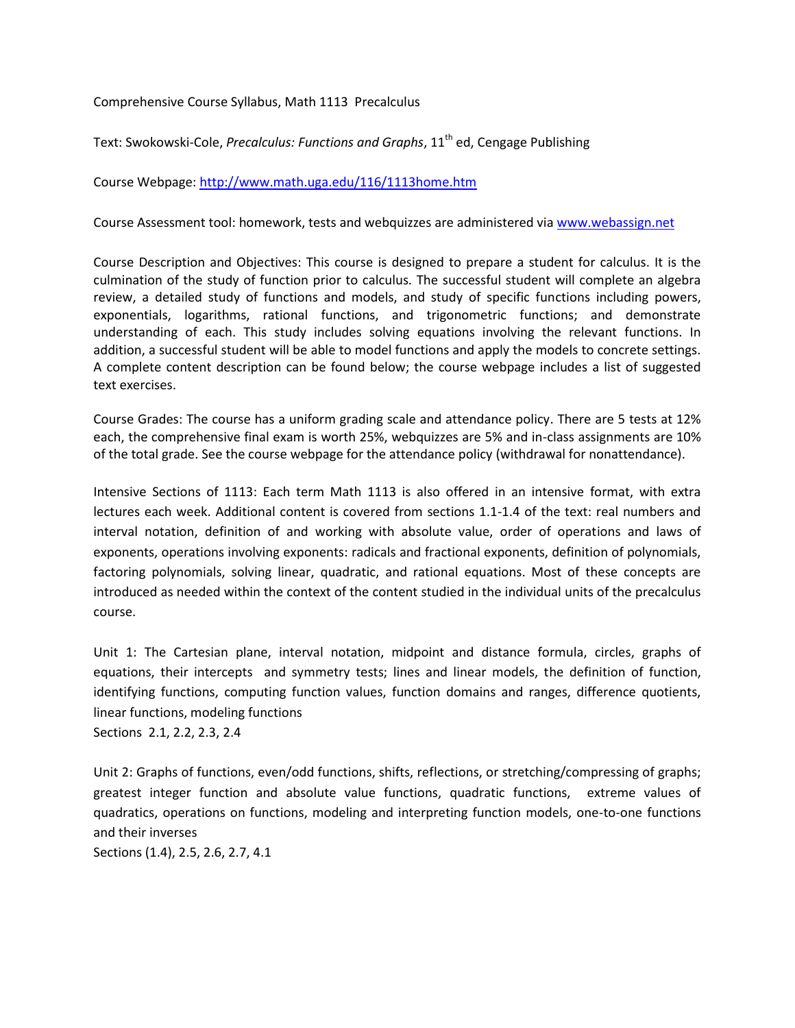# Comprehensive Course Syllabus, Math 1113 Precalculus

Text: Swokowski-Cole, *Precalculus: Functions and Graphs*, 11th ed, Cengage Publishing

Course Webpage: [http://www.math.uga.edu/116/1113home.htm](http://www.math.uga.edu/116/1113home.htm)

Course Assessment tool: homework, tests and webquizzes are administered via [www.webassign.net](http://www.webassign.net)

Course Description and Objectives: This course is designed to prepare a student for calculus. It is the culmination of the study of function prior to calculus. The successful student will complete an algebra review, a detailed study of functions and models, and study of specific functions including powers, exponentials, logarithms, rational functions, and trigonometric functions; and demonstrate understanding of each. This study includes solving equations involving the relevant functions. In addition, a successful student will be able to model functions and apply the models to concrete settings. A complete content description can be found below; the course webpage includes a list of suggested text exercises.

Course Grades: The course has a uniform grading scale and attendance policy. There are 5 tests at 12% each, the comprehensive final exam is worth 25%, webquizzes are 5% and in-class assignments are 10% of the total grade. See the course webpage for the attendance policy (withdrawal for nonattendance).

Intensive Sections of 1113: Each term Math 1113 is also offered in an intensive format, with extra lectures each week. Additional content is covered from sections 1.1-1.4 of the text: real numbers and interval notation, definition of and working with absolute value, order of operations and laws of exponents, operations involving exponents: radicals and fractional exponents, definition of polynomials, factoring polynomials, solving linear, quadratic, and rational equations. Most of these concepts are introduced as needed within the context of the content studied in the individual units of the precalculus course.

Unit 1: The Cartesian plane, interval notation, midpoint and distance formula, circles, graphs of equations, their intercepts and symmetry tests; lines and linear models, the definition of function, identifying functions, computing function values, function domains and ranges, difference quotients, linear functions, modeling functions
Sections 2.1, 2.2, 2.3, 2.4

Unit 2: Graphs of functions, even/odd functions, shifts, reflections, or stretching/compressing of graphs; greatest integer function and absolute value functions, quadratic functions, extreme values of quadratics, operations on functions, modeling and interpreting function models, one-to-one functions and their inverses
Sections (1.4), 2.5, 2.6, 2.7, 4.1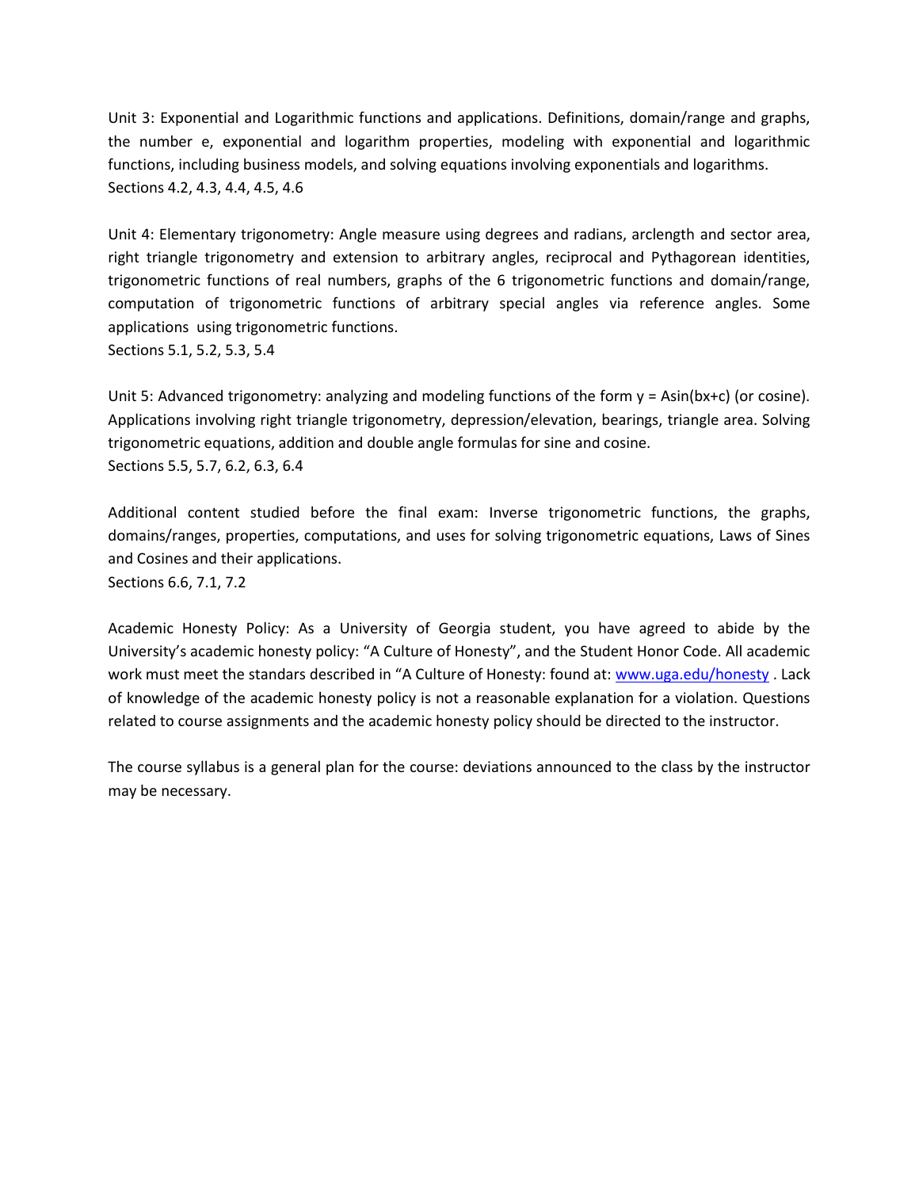Unit 3: Exponential and Logarithmic functions and applications. Definitions, domain/range and graphs, the number e, exponential and logarithm properties, modeling with exponential and logarithmic functions, including business models, and solving equations involving exponentials and logarithms.
Sections 4.2, 4.3, 4.4, 4.5, 4.6

Unit 4: Elementary trigonometry: Angle measure using degrees and radians, arclength and sector area, right triangle trigonometry and extension to arbitrary angles, reciprocal and Pythagorean identities, trigonometric functions of real numbers, graphs of the 6 trigonometric functions and domain/range, computation of trigonometric functions of arbitrary special angles via reference angles. Some applications using trigonometric functions.
Sections 5.1, 5.2, 5.3, 5.4

Unit 5: Advanced trigonometry: analyzing and modeling functions of the form $y = A\sin(bx+c)$ (or cosine). Applications involving right triangle trigonometry, depression/elevation, bearings, triangle area. Solving trigonometric equations, addition and double angle formulas for sine and cosine.
Sections 5.5, 5.7, 6.2, 6.3, 6.4

Additional content studied before the final exam: Inverse trigonometric functions, the graphs, domains/ranges, properties, computations, and uses for solving trigonometric equations, Laws of Sines and Cosines and their applications.
Sections 6.6, 7.1, 7.2

Academic Honesty Policy: As a University of Georgia student, you have agreed to abide by the University's academic honesty policy: "A Culture of Honesty", and the Student Honor Code. All academic work must meet the standars described in "A Culture of Honesty: found at: [www.uga.edu/honesty](http://www.uga.edu/honesty) . Lack of knowledge of the academic honesty policy is not a reasonable explanation for a violation. Questions related to course assignments and the academic honesty policy should be directed to the instructor.

The course syllabus is a general plan for the course: deviations announced to the class by the instructor may be necessary.